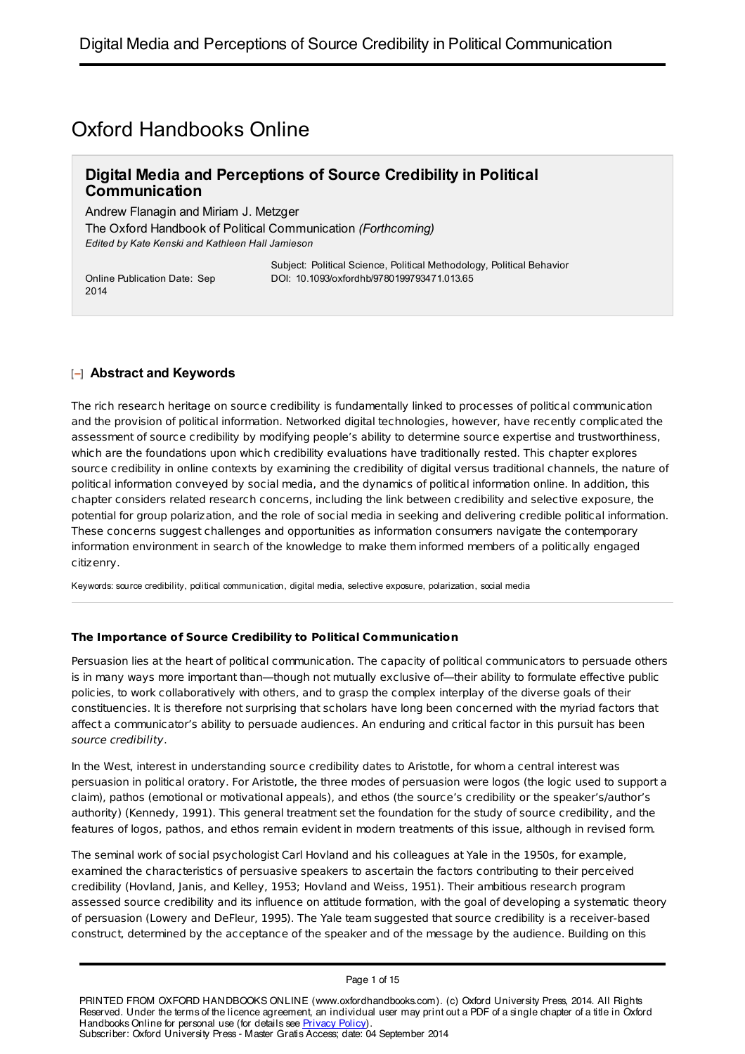# Oxford Handbooks Online

## Digital Media and Perceptions of Source Credibility in Political Communication

Andrew Flanagin and Miriam J. Metzger

The Oxford Handbook of Political Communication *(Forthcoming)*

*Edited by Kate Kenski and Kathleen Hall Jamieson*

Online Publication Date: Sep 2014

Subject: Political Science, Political Methodology, Political Behavior

DOI: 10.1093/oxfordhb/9780199793471.013.65

### Abstract and Keywords

The rich research heritage on source credibility is fundamentally linked to processes of political communication and the provision of political information. Networked digital technologies, however, have recently complicated the assessment of source credibility by modifying people's ability to determine source expertise and trustworthiness, which are the foundations upon which credibility evaluations have traditionally rested. This chapter explores source credibility in online contexts by examining the credibility of digital versus traditional channels, the nature of political information conveyed by social media, and the dynamics of political information online. In addition, this chapter considers related research concerns, including the link between credibility and selective exposure, the potential for group polarization, and the role of social media in seeking and delivering credible political information. These concerns suggest challenges and opportunities as information consumers navigate the contemporary information environment in search of the knowledge to make them informed members of a politically engaged citizenry.

Keywords: source credibility, political communication, digital media, selective exposure, polarization, social media

---

#### The Importance of Source Credibility to Political Communication

Persuasion lies at the heart of political communication. The capacity of political communicators to persuade others is in many ways more important than—though not mutually exclusive of—their ability to formulate effective public policies, to work collaboratively with others, and to grasp the complex interplay of the diverse goals of their constituencies. It is therefore not surprising that scholars have long been concerned with the myriad factors that affect a communicator's ability to persuade audiences. An enduring and critical factor in this pursuit has been *source credibility*.

In the West, interest in understanding source credibility dates to Aristotle, for whom a central interest was persuasion in political oratory. For Aristotle, the three modes of persuasion were logos (the logic used to support a claim), pathos (emotional or motivational appeals), and ethos (the source's credibility or the speaker's/author's authority) (Kennedy, 1991). This general treatment set the foundation for the study of source credibility, and the features of logos, pathos, and ethos remain evident in modern treatments of this issue, although in revised form.

The seminal work of social psychologist Carl Hovland and his colleagues at Yale in the 1950s, for example, examined the characteristics of persuasive speakers to ascertain the factors contributing to their perceived credibility (Hovland, Janis, and Kelley, 1953; Hovland and Weiss, 1951). Their ambitious research program assessed source credibility and its influence on attitude formation, with the goal of developing a systematic theory of persuasion (Lowery and DeFleur, 1995). The Yale team suggested that source credibility is a receiver-based construct, determined by the acceptance of the speaker and of the message by the audience. Building on this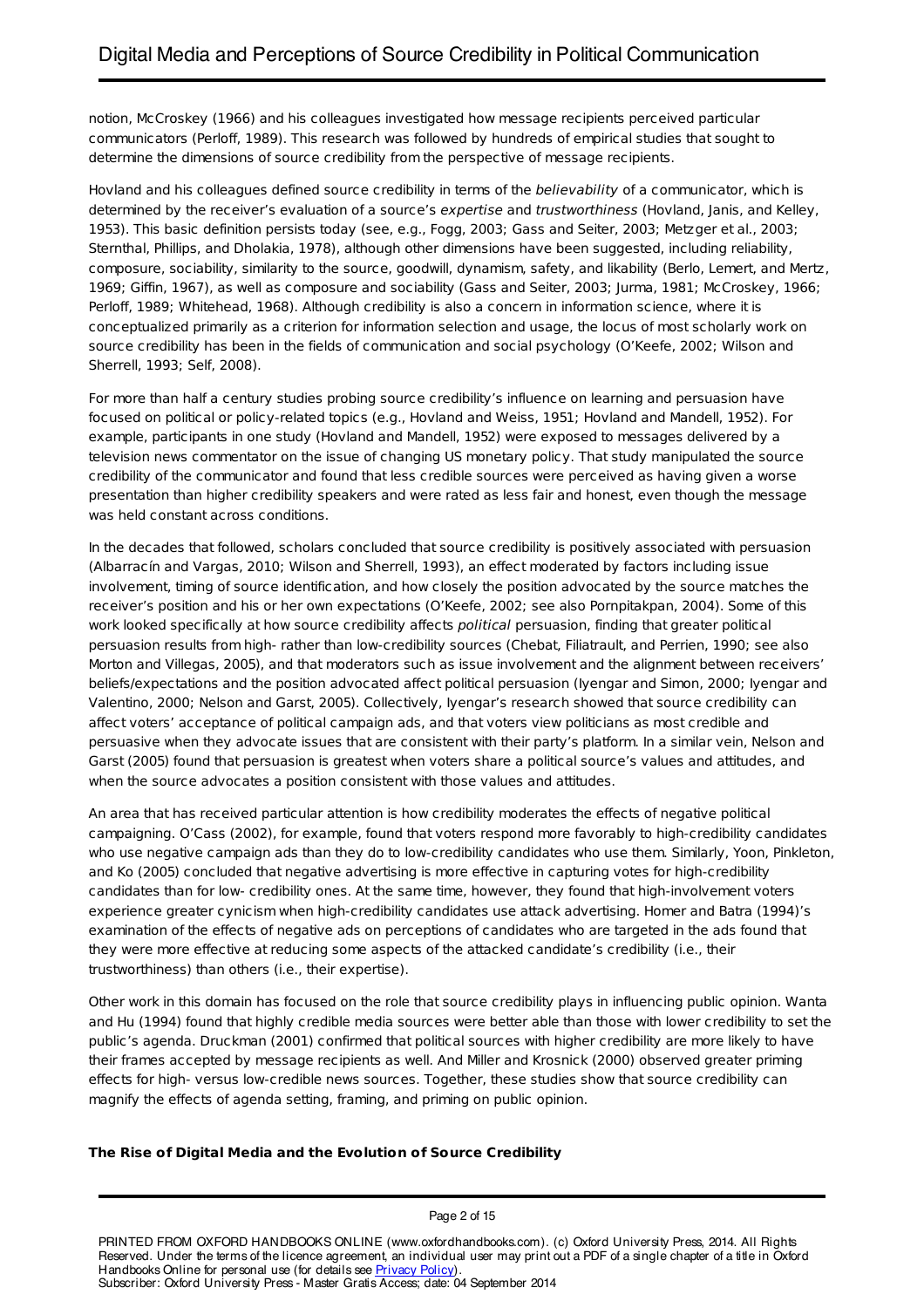notion, McCroskey (1966) and his colleagues investigated how message recipients perceived particular communicators (Perloff, 1989). This research was followed by hundreds of empirical studies that sought to determine the dimensions of source credibility from the perspective of message recipients.

Hovland and his colleagues defined source credibility in terms of the *believability* of a communicator, which is determined by the receiver's evaluation of a source's *expertise* and *trustworthiness* (Hovland, Janis, and Kelley, 1953). This basic definition persists today (see, e.g., Fogg, 2003; Gass and Seiter, 2003; Metzger et al., 2003; Sternthal, Phillips, and Dholakia, 1978), although other dimensions have been suggested, including reliability, composure, sociability, similarity to the source, goodwill, dynamism, safety, and likability (Berlo, Lemert, and Mertz, 1969; Giffin, 1967), as well as composure and sociability (Gass and Seiter, 2003; Jurma, 1981; McCroskey, 1966; Perloff, 1989; Whitehead, 1968). Although credibility is also a concern in information science, where it is conceptualized primarily as a criterion for information selection and usage, the locus of most scholarly work on source credibility has been in the fields of communication and social psychology (O'Keefe, 2002; Wilson and Sherrell, 1993; Self, 2008).

For more than half a century studies probing source credibility's influence on learning and persuasion have focused on political or policy-related topics (e.g., Hovland and Weiss, 1951; Hovland and Mandell, 1952). For example, participants in one study (Hovland and Mandell, 1952) were exposed to messages delivered by a television news commentator on the issue of changing US monetary policy. That study manipulated the source credibility of the communicator and found that less credible sources were perceived as having given a worse presentation than higher credibility speakers and were rated as less fair and honest, even though the message was held constant across conditions.

In the decades that followed, scholars concluded that source credibility is positively associated with persuasion (Albarracín and Vargas, 2010; Wilson and Sherrell, 1993), an effect moderated by factors including issue involvement, timing of source identification, and how closely the position advocated by the source matches the receiver's position and his or her own expectations (O'Keefe, 2002; see also Pornpitakpan, 2004). Some of this work looked specifically at how source credibility affects *political* persuasion, finding that greater political persuasion results from high- rather than low-credibility sources (Chebat, Filiatrault, and Perrien, 1990; see also Morton and Villegas, 2005), and that moderators such as issue involvement and the alignment between receivers' beliefs/expectations and the position advocated affect political persuasion (Iyengar and Simon, 2000; Iyengar and Valentino, 2000; Nelson and Garst, 2005). Collectively, Iyengar's research showed that source credibility can affect voters' acceptance of political campaign ads, and that voters view politicians as most credible and persuasive when they advocate issues that are consistent with their party's platform. In a similar vein, Nelson and Garst (2005) found that persuasion is greatest when voters share a political source's values and attitudes, and when the source advocates a position consistent with those values and attitudes.

An area that has received particular attention is how credibility moderates the effects of negative political campaigning. O'Cass (2002), for example, found that voters respond more favorably to high-credibility candidates who use negative campaign ads than they do to low-credibility candidates who use them. Similarly, Yoon, Pinkleton, and Ko (2005) concluded that negative advertising is more effective in capturing votes for high-credibility candidates than for low- credibility ones. At the same time, however, they found that high-involvement voters experience greater cynicism when high-credibility candidates use attack advertising. Homer and Batra (1994)'s examination of the effects of negative ads on perceptions of candidates who are targeted in the ads found that they were more effective at reducing some aspects of the attacked candidate's credibility (i.e., their trustworthiness) than others (i.e., their expertise).

Other work in this domain has focused on the role that source credibility plays in influencing public opinion. Wanta and Hu (1994) found that highly credible media sources were better able than those with lower credibility to set the public's agenda. Druckman (2001) confirmed that political sources with higher credibility are more likely to have their frames accepted by message recipients as well. And Miller and Krosnick (2000) observed greater priming effects for high- versus low-credible news sources. Together, these studies show that source credibility can magnify the effects of agenda setting, framing, and priming on public opinion.

### The Rise of Digital Media and the Evolution of Source Credibility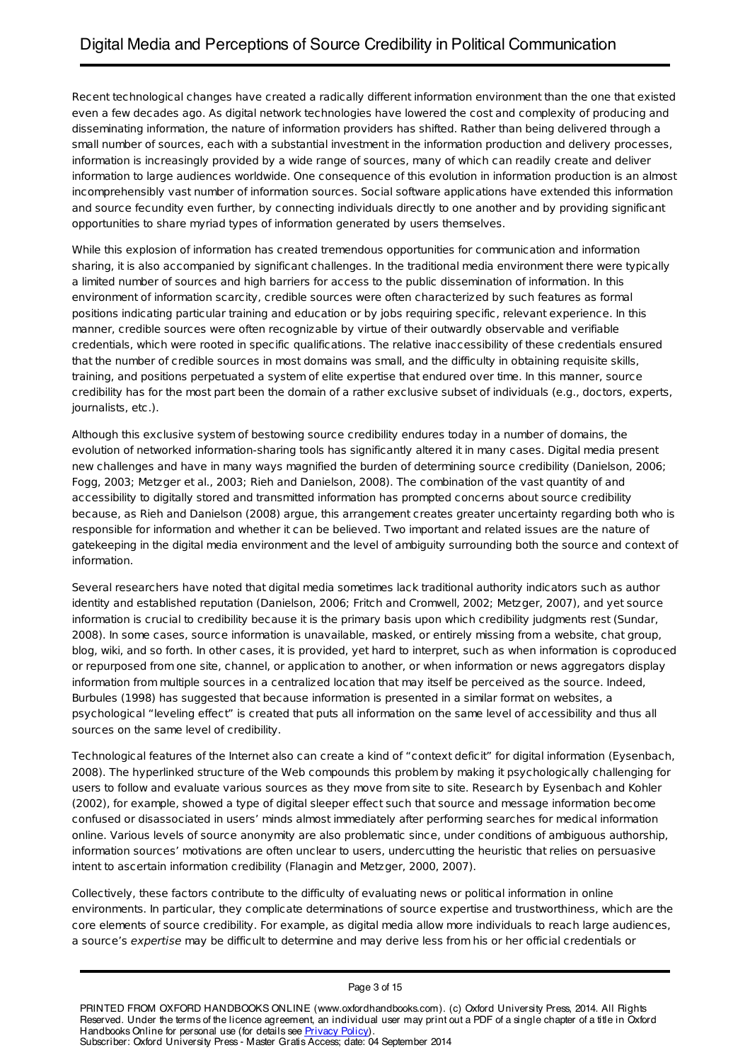Recent technological changes have created a radically different information environment than the one that existed even a few decades ago. As digital network technologies have lowered the cost and complexity of producing and disseminating information, the nature of information providers has shifted. Rather than being delivered through a small number of sources, each with a substantial investment in the information production and delivery processes, information is increasingly provided by a wide range of sources, many of which can readily create and deliver information to large audiences worldwide. One consequence of this evolution in information production is an almost incomprehensibly vast number of information sources. Social software applications have extended this information and source fecundity even further, by connecting individuals directly to one another and by providing significant opportunities to share myriad types of information generated by users themselves.

While this explosion of information has created tremendous opportunities for communication and information sharing, it is also accompanied by significant challenges. In the traditional media environment there were typically a limited number of sources and high barriers for access to the public dissemination of information. In this environment of information scarcity, credible sources were often characterized by such features as formal positions indicating particular training and education or by jobs requiring specific, relevant experience. In this manner, credible sources were often recognizable by virtue of their outwardly observable and verifiable credentials, which were rooted in specific qualifications. The relative inaccessibility of these credentials ensured that the number of credible sources in most domains was small, and the difficulty in obtaining requisite skills, training, and positions perpetuated a system of elite expertise that endured over time. In this manner, source credibility has for the most part been the domain of a rather exclusive subset of individuals (e.g., doctors, experts, journalists, etc.).

Although this exclusive system of bestowing source credibility endures today in a number of domains, the evolution of networked information-sharing tools has significantly altered it in many cases. Digital media present new challenges and have in many ways magnified the burden of determining source credibility (Danielson, 2006; Fogg, 2003; Metzger et al., 2003; Rieh and Danielson, 2008). The combination of the vast quantity of and accessibility to digitally stored and transmitted information has prompted concerns about source credibility because, as Rieh and Danielson (2008) argue, this arrangement creates greater uncertainty regarding both who is responsible for information and whether it can be believed. Two important and related issues are the nature of gatekeeping in the digital media environment and the level of ambiguity surrounding both the source and context of information.

Several researchers have noted that digital media sometimes lack traditional authority indicators such as author identity and established reputation (Danielson, 2006; Fritch and Cromwell, 2002; Metzger, 2007), and yet source information is crucial to credibility because it is the primary basis upon which credibility judgments rest (Sundar, 2008). In some cases, source information is unavailable, masked, or entirely missing from a website, chat group, blog, wiki, and so forth. In other cases, it is provided, yet hard to interpret, such as when information is coproduced or repurposed from one site, channel, or application to another, or when information or news aggregators display information from multiple sources in a centralized location that may itself be perceived as the source. Indeed, Burbules (1998) has suggested that because information is presented in a similar format on websites, a psychological "leveling effect" is created that puts all information on the same level of accessibility and thus all sources on the same level of credibility.

Technological features of the Internet also can create a kind of "context deficit" for digital information (Eysenbach, 2008). The hyperlinked structure of the Web compounds this problem by making it psychologically challenging for users to follow and evaluate various sources as they move from site to site. Research by Eysenbach and Kohler (2002), for example, showed a type of digital sleeper effect such that source and message information become confused or disassociated in users' minds almost immediately after performing searches for medical information online. Various levels of source anonymity are also problematic since, under conditions of ambiguous authorship, information sources' motivations are often unclear to users, undercutting the heuristic that relies on persuasive intent to ascertain information credibility (Flanagin and Metzger, 2000, 2007).

Collectively, these factors contribute to the difficulty of evaluating news or political information in online environments. In particular, they complicate determinations of source expertise and trustworthiness, which are the core elements of source credibility. For example, as digital media allow more individuals to reach large audiences, a source's *expertise* may be difficult to determine and may derive less from his or her official credentials or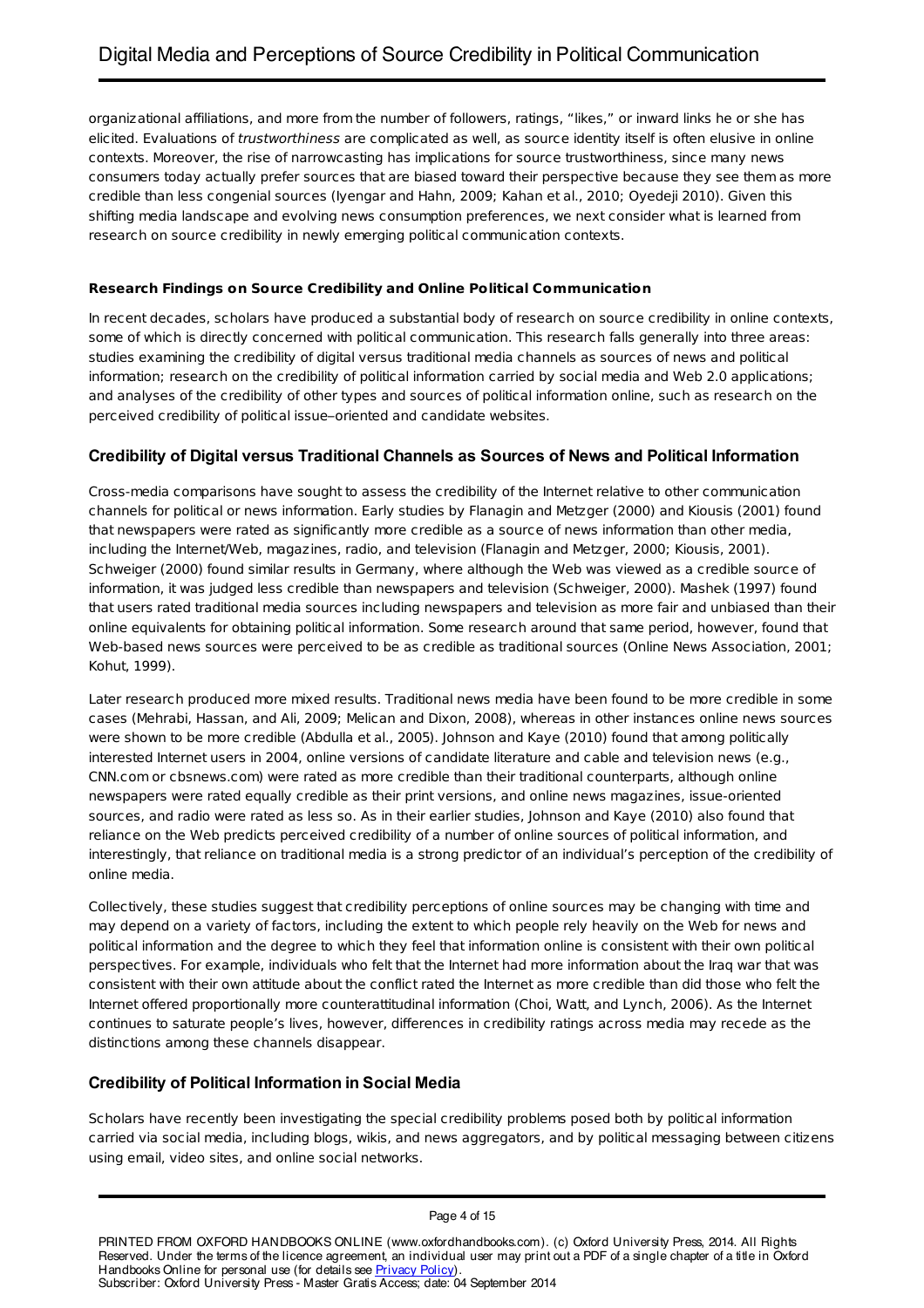organizational affiliations, and more from the number of followers, ratings, "likes," or inward links he or she has elicited. Evaluations of *trustworthiness* are complicated as well, as source identity itself is often elusive in online contexts. Moreover, the rise of narrowcasting has implications for source trustworthiness, since many news consumers today actually prefer sources that are biased toward their perspective because they see them as more credible than less congenial sources (Iyengar and Hahn, 2009; Kahan et al., 2010; Oyedeji 2010). Given this shifting media landscape and evolving news consumption preferences, we next consider what is learned from research on source credibility in newly emerging political communication contexts.

### Research Findings on Source Credibility and Online Political Communication

In recent decades, scholars have produced a substantial body of research on source credibility in online contexts, some of which is directly concerned with political communication. This research falls generally into three areas: studies examining the credibility of digital versus traditional media channels as sources of news and political information; research on the credibility of political information carried by social media and Web 2.0 applications; and analyses of the credibility of other types and sources of political information online, such as research on the perceived credibility of political issue–oriented and candidate websites.

## Credibility of Digital versus Traditional Channels as Sources of News and Political Information

Cross-media comparisons have sought to assess the credibility of the Internet relative to other communication channels for political or news information. Early studies by Flanagin and Metzger (2000) and Kiousis (2001) found that newspapers were rated as significantly more credible as a source of news information than other media, including the Internet/Web, magazines, radio, and television (Flanagin and Metzger, 2000; Kiousis, 2001). Schweiger (2000) found similar results in Germany, where although the Web was viewed as a credible source of information, it was judged less credible than newspapers and television (Schweiger, 2000). Mashek (1997) found that users rated traditional media sources including newspapers and television as more fair and unbiased than their online equivalents for obtaining political information. Some research around that same period, however, found that Web-based news sources were perceived to be as credible as traditional sources (Online News Association, 2001; Kohut, 1999).

Later research produced more mixed results. Traditional news media have been found to be more credible in some cases (Mehrabi, Hassan, and Ali, 2009; Melican and Dixon, 2008), whereas in other instances online news sources were shown to be more credible (Abdulla et al., 2005). Johnson and Kaye (2010) found that among politically interested Internet users in 2004, online versions of candidate literature and cable and television news (e.g., CNN.com or cbsnews.com) were rated as more credible than their traditional counterparts, although online newspapers were rated equally credible as their print versions, and online news magazines, issue-oriented sources, and radio were rated as less so. As in their earlier studies, Johnson and Kaye (2010) also found that reliance on the Web predicts perceived credibility of a number of online sources of political information, and interestingly, that reliance on traditional media is a strong predictor of an individual's perception of the credibility of online media.

Collectively, these studies suggest that credibility perceptions of online sources may be changing with time and may depend on a variety of factors, including the extent to which people rely heavily on the Web for news and political information and the degree to which they feel that information online is consistent with their own political perspectives. For example, individuals who felt that the Internet had more information about the Iraq war that was consistent with their own attitude about the conflict rated the Internet as more credible than did those who felt the Internet offered proportionally more counterattitudinal information (Choi, Watt, and Lynch, 2006). As the Internet continues to saturate people's lives, however, differences in credibility ratings across media may recede as the distinctions among these channels disappear.

## Credibility of Political Information in Social Media

Scholars have recently been investigating the special credibility problems posed both by political information carried via social media, including blogs, wikis, and news aggregators, and by political messaging between citizens using email, video sites, and online social networks.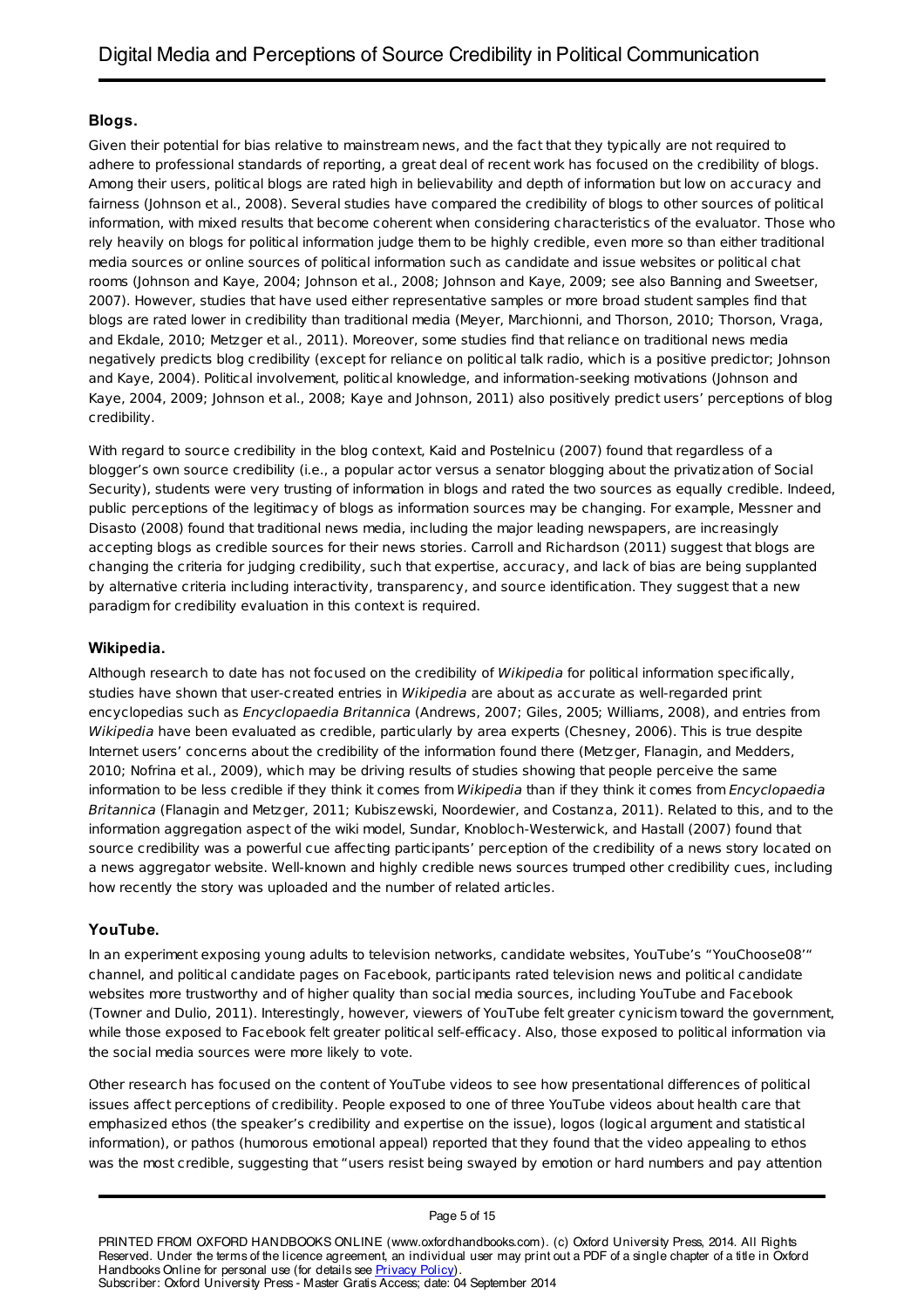### Blogs.

Given their potential for bias relative to mainstream news, and the fact that they typically are not required to adhere to professional standards of reporting, a great deal of recent work has focused on the credibility of blogs. Among their users, political blogs are rated high in believability and depth of information but low on accuracy and fairness (Johnson et al., 2008). Several studies have compared the credibility of blogs to other sources of political information, with mixed results that become coherent when considering characteristics of the evaluator. Those who rely heavily on blogs for political information judge them to be highly credible, even more so than either traditional media sources or online sources of political information such as candidate and issue websites or political chat rooms (Johnson and Kaye, 2004; Johnson et al., 2008; Johnson and Kaye, 2009; see also Banning and Sweetser, 2007). However, studies that have used either representative samples or more broad student samples find that blogs are rated lower in credibility than traditional media (Meyer, Marchionni, and Thorson, 2010; Thorson, Vraga, and Ekdale, 2010; Metzger et al., 2011). Moreover, some studies find that reliance on traditional news media negatively predicts blog credibility (except for reliance on political talk radio, which is a positive predictor; Johnson and Kaye, 2004). Political involvement, political knowledge, and information-seeking motivations (Johnson and Kaye, 2004, 2009; Johnson et al., 2008; Kaye and Johnson, 2011) also positively predict users' perceptions of blog credibility.

With regard to source credibility in the blog context, Kaid and Postelnicu (2007) found that regardless of a blogger's own source credibility (i.e., a popular actor versus a senator blogging about the privatization of Social Security), students were very trusting of information in blogs and rated the two sources as equally credible. Indeed, public perceptions of the legitimacy of blogs as information sources may be changing. For example, Messner and Disasto (2008) found that traditional news media, including the major leading newspapers, are increasingly accepting blogs as credible sources for their news stories. Carroll and Richardson (2011) suggest that blogs are changing the criteria for judging credibility, such that expertise, accuracy, and lack of bias are being supplanted by alternative criteria including interactivity, transparency, and source identification. They suggest that a new paradigm for credibility evaluation in this context is required.

### Wikipedia.

Although research to date has not focused on the credibility of *Wikipedia* for political information specifically, studies have shown that user-created entries in *Wikipedia* are about as accurate as well-regarded print encyclopedias such as *Encyclopaedia Britannica* (Andrews, 2007; Giles, 2005; Williams, 2008), and entries from *Wikipedia* have been evaluated as credible, particularly by area experts (Chesney, 2006). This is true despite Internet users' concerns about the credibility of the information found there (Metzger, Flanagin, and Medders, 2010; Nofrina et al., 2009), which may be driving results of studies showing that people perceive the same information to be less credible if they think it comes from *Wikipedia* than if they think it comes from *Encyclopaedia Britannica* (Flanagin and Metzger, 2011; Kubiszewski, Noordewier, and Costanza, 2011). Related to this, and to the information aggregation aspect of the wiki model, Sundar, Knobloch-Westerwick, and Hastall (2007) found that source credibility was a powerful cue affecting participants' perception of the credibility of a news story located on a news aggregator website. Well-known and highly credible news sources trumped other credibility cues, including how recently the story was uploaded and the number of related articles.

### YouTube.

In an experiment exposing young adults to television networks, candidate websites, YouTube's "YouChoose08'" channel, and political candidate pages on Facebook, participants rated television news and political candidate websites more trustworthy and of higher quality than social media sources, including YouTube and Facebook (Towner and Dulio, 2011). Interestingly, however, viewers of YouTube felt greater cynicism toward the government, while those exposed to Facebook felt greater political self-efficacy. Also, those exposed to political information via the social media sources were more likely to vote.

Other research has focused on the content of YouTube videos to see how presentational differences of political issues affect perceptions of credibility. People exposed to one of three YouTube videos about health care that emphasized ethos (the speaker's credibility and expertise on the issue), logos (logical argument and statistical information), or pathos (humorous emotional appeal) reported that they found that the video appealing to ethos was the most credible, suggesting that "users resist being swayed by emotion or hard numbers and pay attention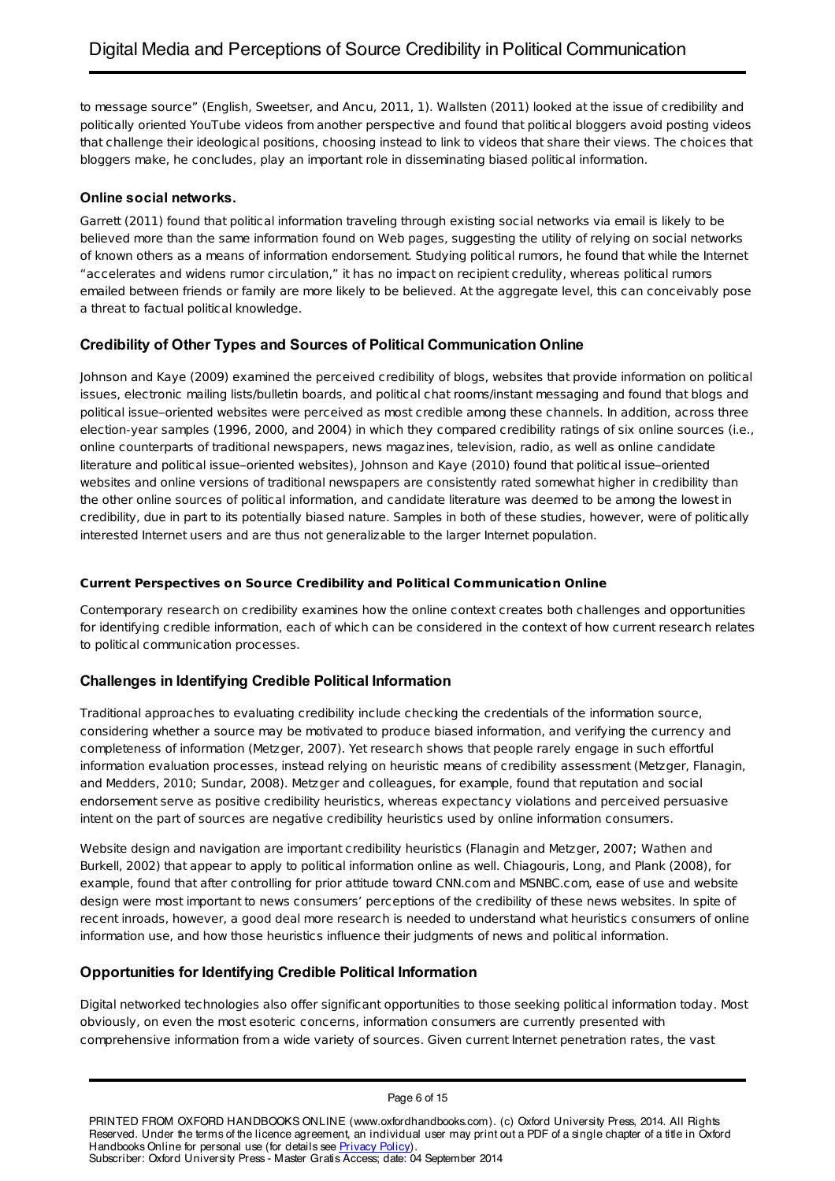to message source" (English, Sweetser, and Ancu, 2011, 1). Wallsten (2011) looked at the issue of credibility and politically oriented YouTube videos from another perspective and found that political bloggers avoid posting videos that challenge their ideological positions, choosing instead to link to videos that share their views. The choices that bloggers make, he concludes, play an important role in disseminating biased political information.

**Online social networks.**

Garrett (2011) found that political information traveling through existing social networks via email is likely to be believed more than the same information found on Web pages, suggesting the utility of relying on social networks of known others as a means of information endorsement. Studying political rumors, he found that while the Internet "accelerates and widens rumor circulation," it has no impact on recipient credulity, whereas political rumors emailed between friends or family are more likely to be believed. At the aggregate level, this can conceivably pose a threat to factual political knowledge.

## Credibility of Other Types and Sources of Political Communication Online

Johnson and Kaye (2009) examined the perceived credibility of blogs, websites that provide information on political issues, electronic mailing lists/bulletin boards, and political chat rooms/instant messaging and found that blogs and political issue–oriented websites were perceived as most credible among these channels. In addition, across three election-year samples (1996, 2000, and 2004) in which they compared credibility ratings of six online sources (i.e., online counterparts of traditional newspapers, news magazines, television, radio, as well as online candidate literature and political issue–oriented websites), Johnson and Kaye (2010) found that political issue–oriented websites and online versions of traditional newspapers are consistently rated somewhat higher in credibility than the other online sources of political information, and candidate literature was deemed to be among the lowest in credibility, due in part to its potentially biased nature. Samples in both of these studies, however, were of politically interested Internet users and are thus not generalizable to the larger Internet population.

# Current Perspectives on Source Credibility and Political Communication Online

Contemporary research on credibility examines how the online context creates both challenges and opportunities for identifying credible information, each of which can be considered in the context of how current research relates to political communication processes.

## Challenges in Identifying Credible Political Information

Traditional approaches to evaluating credibility include checking the credentials of the information source, considering whether a source may be motivated to produce biased information, and verifying the currency and completeness of information (Metzger, 2007). Yet research shows that people rarely engage in such effortful information evaluation processes, instead relying on heuristic means of credibility assessment (Metzger, Flanagin, and Medders, 2010; Sundar, 2008). Metzger and colleagues, for example, found that reputation and social endorsement serve as positive credibility heuristics, whereas expectancy violations and perceived persuasive intent on the part of sources are negative credibility heuristics used by online information consumers.

Website design and navigation are important credibility heuristics (Flanagin and Metzger, 2007; Wathen and Burkell, 2002) that appear to apply to political information online as well. Chiagouris, Long, and Plank (2008), for example, found that after controlling for prior attitude toward CNN.com and MSNBC.com, ease of use and website design were most important to news consumers' perceptions of the credibility of these news websites. In spite of recent inroads, however, a good deal more research is needed to understand what heuristics consumers of online information use, and how those heuristics influence their judgments of news and political information.

## Opportunities for Identifying Credible Political Information

Digital networked technologies also offer significant opportunities to those seeking political information today. Most obviously, on even the most esoteric concerns, information consumers are currently presented with comprehensive information from a wide variety of sources. Given current Internet penetration rates, the vast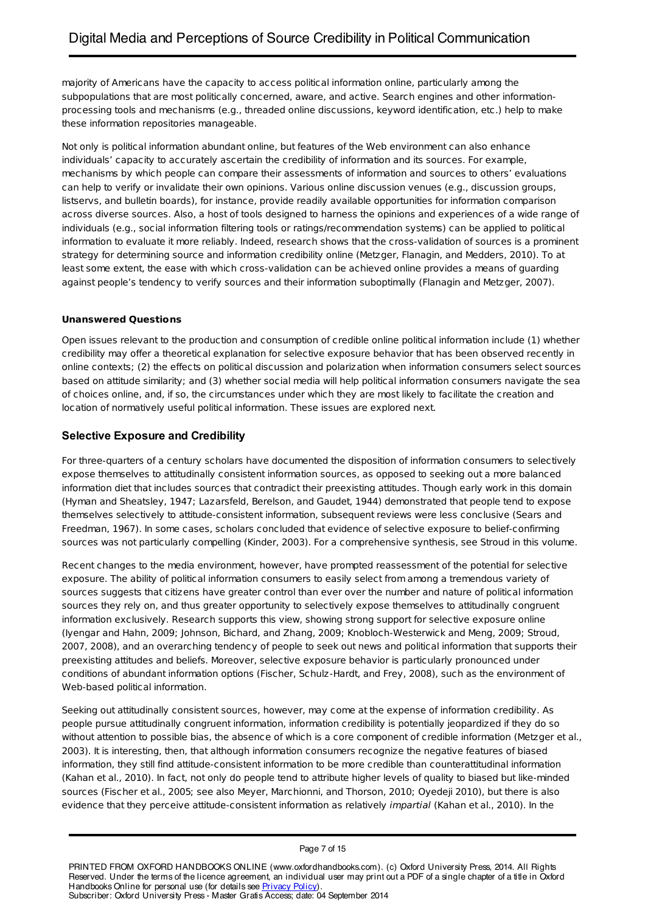majority of Americans have the capacity to access political information online, particularly among the subpopulations that are most politically concerned, aware, and active. Search engines and other information-processing tools and mechanisms (e.g., threaded online discussions, keyword identification, etc.) help to make these information repositories manageable.

Not only is political information abundant online, but features of the Web environment can also enhance individuals' capacity to accurately ascertain the credibility of information and its sources. For example, mechanisms by which people can compare their assessments of information and sources to others' evaluations can help to verify or invalidate their own opinions. Various online discussion venues (e.g., discussion groups, listservs, and bulletin boards), for instance, provide readily available opportunities for information comparison across diverse sources. Also, a host of tools designed to harness the opinions and experiences of a wide range of individuals (e.g., social information filtering tools or ratings/recommendation systems) can be applied to political information to evaluate it more reliably. Indeed, research shows that the cross-validation of sources is a prominent strategy for determining source and information credibility online (Metzger, Flanagin, and Medders, 2010). To at least some extent, the ease with which cross-validation can be achieved online provides a means of guarding against people's tendency to verify sources and their information suboptimally (Flanagin and Metzger, 2007).

#### Unanswered Questions

Open issues relevant to the production and consumption of credible online political information include (1) whether credibility may offer a theoretical explanation for selective exposure behavior that has been observed recently in online contexts; (2) the effects on political discussion and polarization when information consumers select sources based on attitude similarity; and (3) whether social media will help political information consumers navigate the sea of choices online, and, if so, the circumstances under which they are most likely to facilitate the creation and location of normatively useful political information. These issues are explored next.

## Selective Exposure and Credibility

For three-quarters of a century scholars have documented the disposition of information consumers to selectively expose themselves to attitudinally consistent information sources, as opposed to seeking out a more balanced information diet that includes sources that contradict their preexisting attitudes. Though early work in this domain (Hyman and Sheatsley, 1947; Lazarsfeld, Berelson, and Gaudet, 1944) demonstrated that people tend to expose themselves selectively to attitude-consistent information, subsequent reviews were less conclusive (Sears and Freedman, 1967). In some cases, scholars concluded that evidence of selective exposure to belief-confirming sources was not particularly compelling (Kinder, 2003). For a comprehensive synthesis, see Stroud in this volume.

Recent changes to the media environment, however, have prompted reassessment of the potential for selective exposure. The ability of political information consumers to easily select from among a tremendous variety of sources suggests that citizens have greater control than ever over the number and nature of political information sources they rely on, and thus greater opportunity to selectively expose themselves to attitudinally congruent information exclusively. Research supports this view, showing strong support for selective exposure online (Iyengar and Hahn, 2009; Johnson, Bichard, and Zhang, 2009; Knobloch-Westerwick and Meng, 2009; Stroud, 2007, 2008), and an overarching tendency of people to seek out news and political information that supports their preexisting attitudes and beliefs. Moreover, selective exposure behavior is particularly pronounced under conditions of abundant information options (Fischer, Schulz-Hardt, and Frey, 2008), such as the environment of Web-based political information.

Seeking out attitudinally consistent sources, however, may come at the expense of information credibility. As people pursue attitudinally congruent information, information credibility is potentially jeopardized if they do so without attention to possible bias, the absence of which is a core component of credible information (Metzger et al., 2003). It is interesting, then, that although information consumers recognize the negative features of biased information, they still find attitude-consistent information to be more credible than counterattitudinal information (Kahan et al., 2010). In fact, not only do people tend to attribute higher levels of quality to biased but like-minded sources (Fischer et al., 2005; see also Meyer, Marchionni, and Thorson, 2010; Oyedeji 2010), but there is also evidence that they perceive attitude-consistent information as relatively *impartial* (Kahan et al., 2010). In the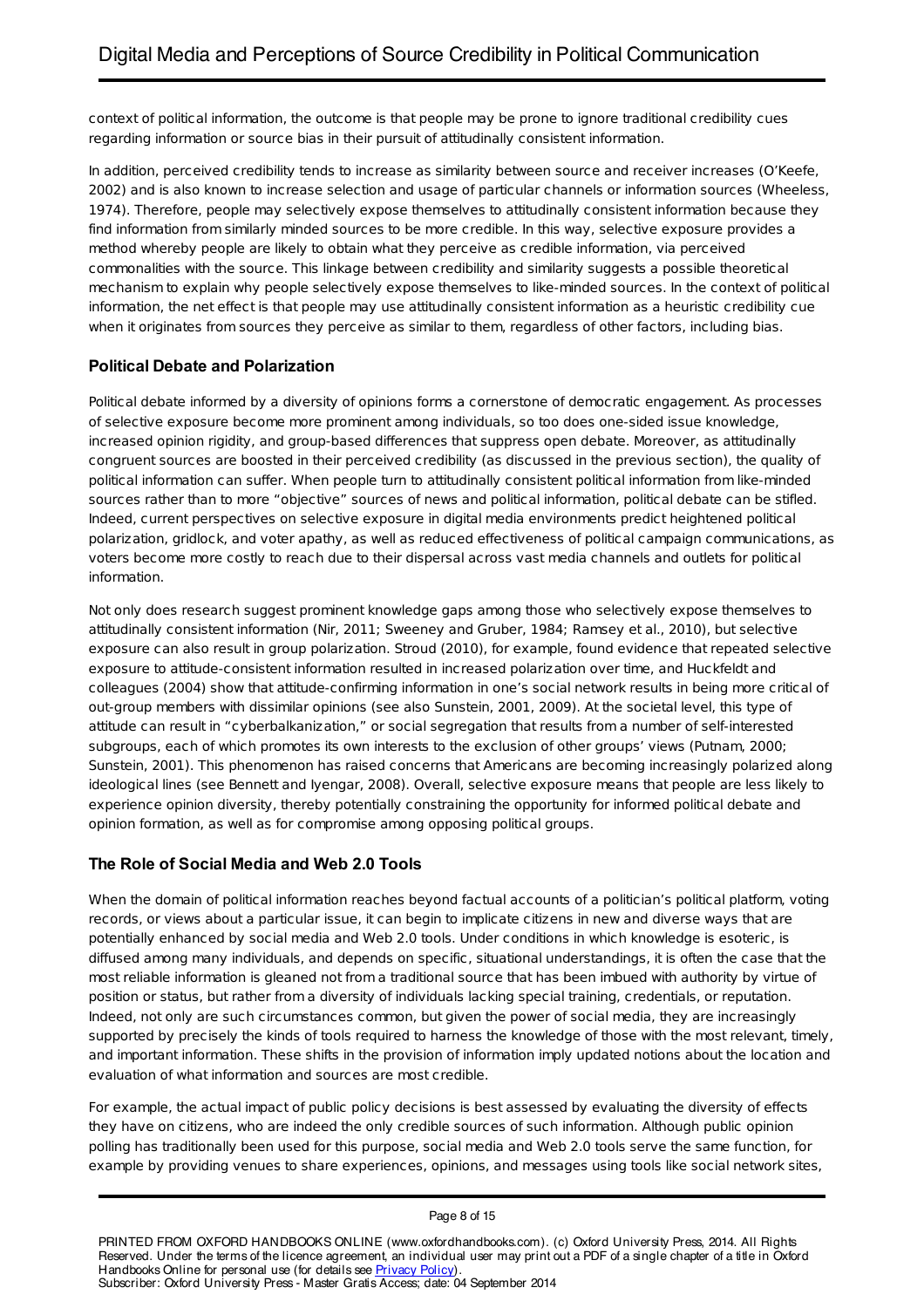context of political information, the outcome is that people may be prone to ignore traditional credibility cues regarding information or source bias in their pursuit of attitudinally consistent information.

In addition, perceived credibility tends to increase as similarity between source and receiver increases (O'Keefe, 2002) and is also known to increase selection and usage of particular channels or information sources (Wheeless, 1974). Therefore, people may selectively expose themselves to attitudinally consistent information because they find information from similarly minded sources to be more credible. In this way, selective exposure provides a method whereby people are likely to obtain what they perceive as credible information, via perceived commonalities with the source. This linkage between credibility and similarity suggests a possible theoretical mechanism to explain why people selectively expose themselves to like-minded sources. In the context of political information, the net effect is that people may use attitudinally consistent information as a heuristic credibility cue when it originates from sources they perceive as similar to them, regardless of other factors, including bias.

### Political Debate and Polarization

Political debate informed by a diversity of opinions forms a cornerstone of democratic engagement. As processes of selective exposure become more prominent among individuals, so too does one-sided issue knowledge, increased opinion rigidity, and group-based differences that suppress open debate. Moreover, as attitudinally congruent sources are boosted in their perceived credibility (as discussed in the previous section), the quality of political information can suffer. When people turn to attitudinally consistent political information from like-minded sources rather than to more "objective" sources of news and political information, political debate can be stifled. Indeed, current perspectives on selective exposure in digital media environments predict heightened political polarization, gridlock, and voter apathy, as well as reduced effectiveness of political campaign communications, as voters become more costly to reach due to their dispersal across vast media channels and outlets for political information.

Not only does research suggest prominent knowledge gaps among those who selectively expose themselves to attitudinally consistent information (Nir, 2011; Sweeney and Gruber, 1984; Ramsey et al., 2010), but selective exposure can also result in group polarization. Stroud (2010), for example, found evidence that repeated selective exposure to attitude-consistent information resulted in increased polarization over time, and Huckfeldt and colleagues (2004) show that attitude-confirming information in one's social network results in being more critical of out-group members with dissimilar opinions (see also Sunstein, 2001, 2009). At the societal level, this type of attitude can result in "cyberbalkanization," or social segregation that results from a number of self-interested subgroups, each of which promotes its own interests to the exclusion of other groups' views (Putnam, 2000; Sunstein, 2001). This phenomenon has raised concerns that Americans are becoming increasingly polarized along ideological lines (see Bennett and Iyengar, 2008). Overall, selective exposure means that people are less likely to experience opinion diversity, thereby potentially constraining the opportunity for informed political debate and opinion formation, as well as for compromise among opposing political groups.

### The Role of Social Media and Web 2.0 Tools

When the domain of political information reaches beyond factual accounts of a politician's political platform, voting records, or views about a particular issue, it can begin to implicate citizens in new and diverse ways that are potentially enhanced by social media and Web 2.0 tools. Under conditions in which knowledge is esoteric, is diffused among many individuals, and depends on specific, situational understandings, it is often the case that the most reliable information is gleaned not from a traditional source that has been imbued with authority by virtue of position or status, but rather from a diversity of individuals lacking special training, credentials, or reputation. Indeed, not only are such circumstances common, but given the power of social media, they are increasingly supported by precisely the kinds of tools required to harness the knowledge of those with the most relevant, timely, and important information. These shifts in the provision of information imply updated notions about the location and evaluation of what information and sources are most credible.

For example, the actual impact of public policy decisions is best assessed by evaluating the diversity of effects they have on citizens, who are indeed the only credible sources of such information. Although public opinion polling has traditionally been used for this purpose, social media and Web 2.0 tools serve the same function, for example by providing venues to share experiences, opinions, and messages using tools like social network sites,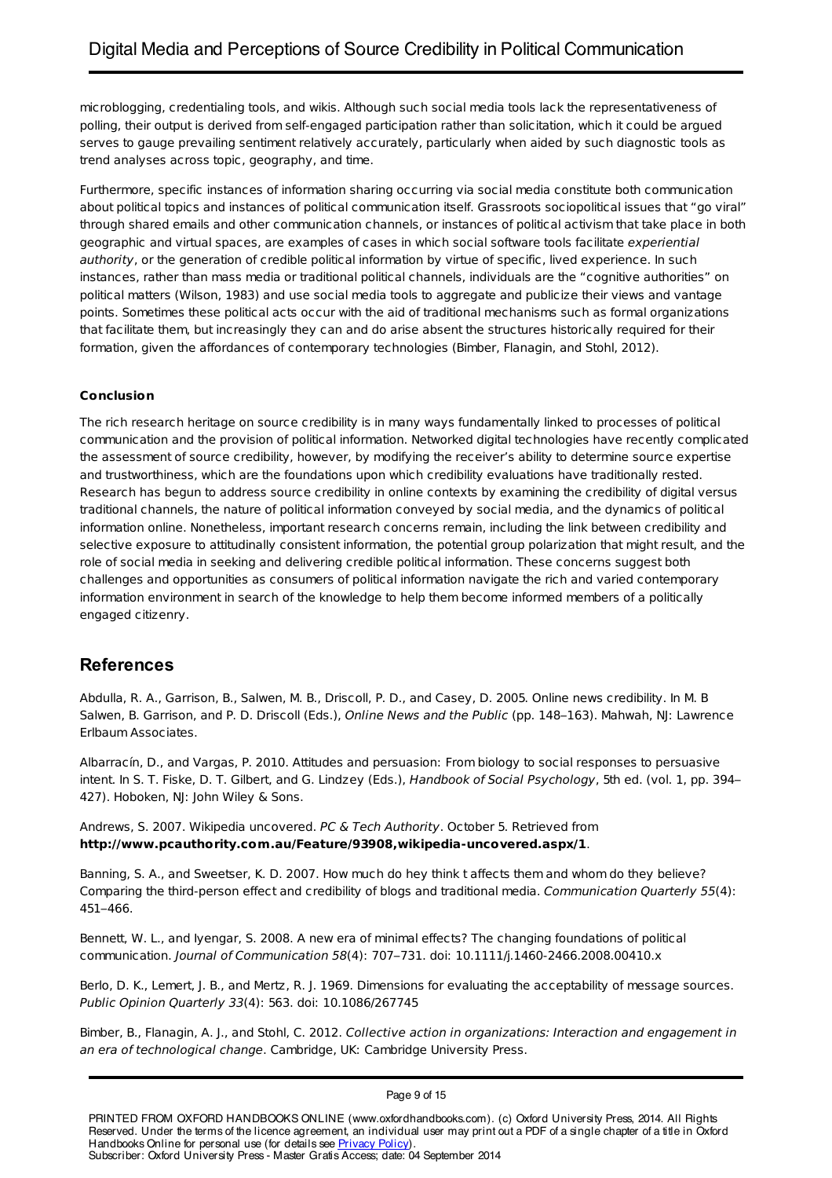microblogging, credentialing tools, and wikis. Although such social media tools lack the representativeness of polling, their output is derived from self-engaged participation rather than solicitation, which it could be argued serves to gauge prevailing sentiment relatively accurately, particularly when aided by such diagnostic tools as trend analyses across topic, geography, and time.

Furthermore, specific instances of information sharing occurring via social media constitute both communication about political topics and instances of political communication itself. Grassroots sociopolitical issues that "go viral" through shared emails and other communication channels, or instances of political activism that take place in both geographic and virtual spaces, are examples of cases in which social software tools facilitate *experiential authority*, or the generation of credible political information by virtue of specific, lived experience. In such instances, rather than mass media or traditional political channels, individuals are the "cognitive authorities" on political matters (Wilson, 1983) and use social media tools to aggregate and publicize their views and vantage points. Sometimes these political acts occur with the aid of traditional mechanisms such as formal organizations that facilitate them, but increasingly they can and do arise absent the structures historically required for their formation, given the affordances of contemporary technologies (Bimber, Flanagin, and Stohl, 2012).

### Conclusion

The rich research heritage on source credibility is in many ways fundamentally linked to processes of political communication and the provision of political information. Networked digital technologies have recently complicated the assessment of source credibility, however, by modifying the receiver's ability to determine source expertise and trustworthiness, which are the foundations upon which credibility evaluations have traditionally rested. Research has begun to address source credibility in online contexts by examining the credibility of digital versus traditional channels, the nature of political information conveyed by social media, and the dynamics of political information online. Nonetheless, important research concerns remain, including the link between credibility and selective exposure to attitudinally consistent information, the potential group polarization that might result, and the role of social media in seeking and delivering credible political information. These concerns suggest both challenges and opportunities as consumers of political information navigate the rich and varied contemporary information environment in search of the knowledge to help them become informed members of a politically engaged citizenry.

## References

Abdulla, R. A., Garrison, B., Salwen, M. B., Driscoll, P. D., and Casey, D. 2005. Online news credibility. In M. B Salwen, B. Garrison, and P. D. Driscoll (Eds.), *Online News and the Public* (pp. 148–163). Mahwah, NJ: Lawrence Erlbaum Associates.

Albarracín, D., and Vargas, P. 2010. Attitudes and persuasion: From biology to social responses to persuasive intent. In S. T. Fiske, D. T. Gilbert, and G. Lindzey (Eds.), *Handbook of Social Psychology*, 5th ed. (vol. 1, pp. 394–427). Hoboken, NJ: John Wiley & Sons.

Andrews, S. 2007. Wikipedia uncovered. *PC & Tech Authority*. October 5. Retrieved from **http://www.pcauthority.com.au/Feature/93908,wikipedia-uncovered.aspx/1**.

Banning, S. A., and Sweetser, K. D. 2007. How much do hey think t affects them and whom do they believe? Comparing the third-person effect and credibility of blogs and traditional media. *Communication Quarterly 55*(4): 451–466.

Bennett, W. L., and Iyengar, S. 2008. A new era of minimal effects? The changing foundations of political communication. *Journal of Communication 58*(4): 707–731. doi: 10.1111/j.1460-2466.2008.00410.x

Berlo, D. K., Lemert, J. B., and Mertz, R. J. 1969. Dimensions for evaluating the acceptability of message sources. *Public Opinion Quarterly 33*(4): 563. doi: 10.1086/267745

Bimber, B., Flanagin, A. J., and Stohl, C. 2012. *Collective action in organizations: Interaction and engagement in an era of technological change*. Cambridge, UK: Cambridge University Press.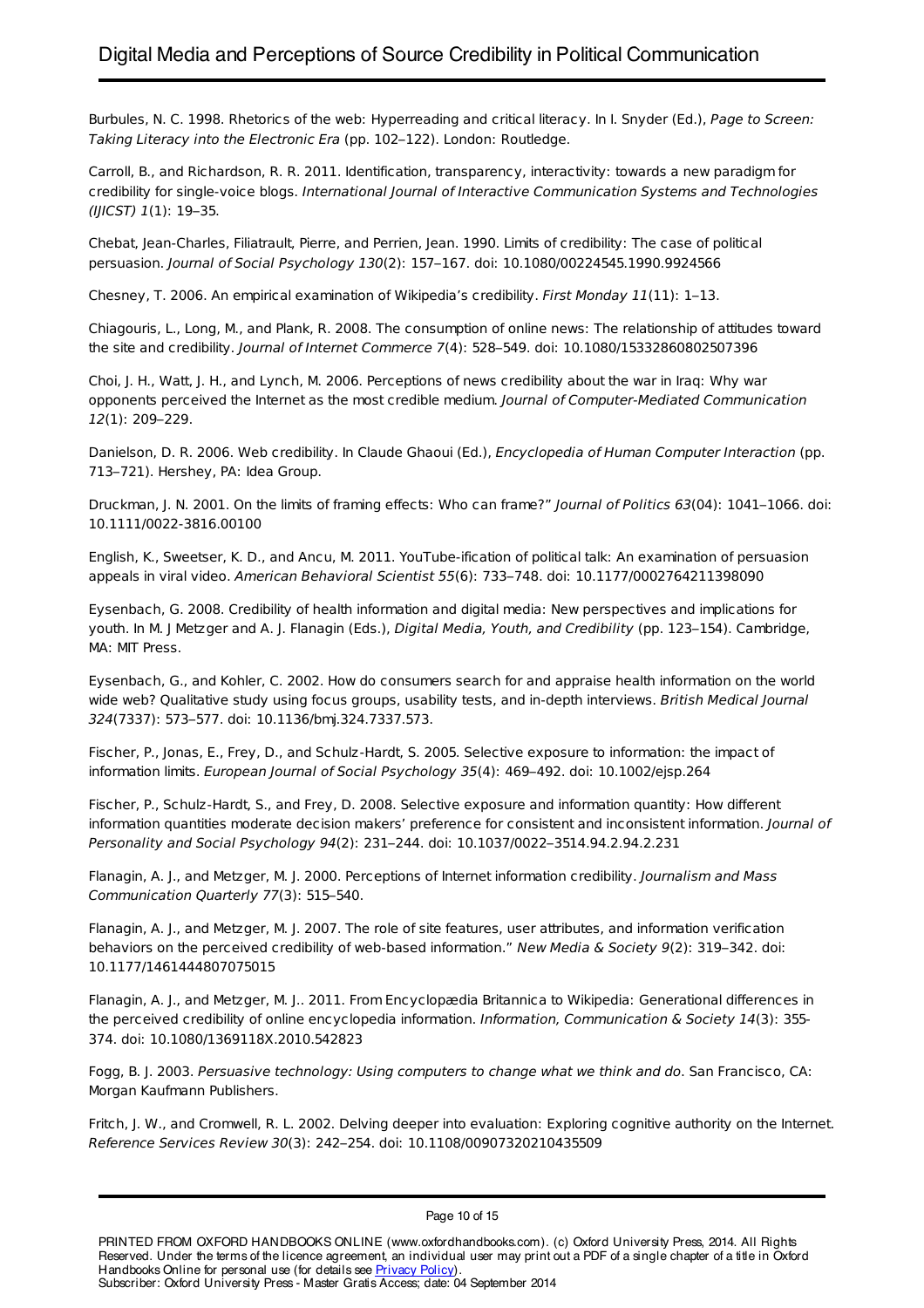Burbules, N. C. 1998. Rhetorics of the web: Hyperreading and critical literacy. In I. Snyder (Ed.), *Page to Screen: Taking Literacy into the Electronic Era* (pp. 102–122). London: Routledge.

Carroll, B., and Richardson, R. R. 2011. Identification, transparency, interactivity: towards a new paradigm for credibility for single-voice blogs. *International Journal of Interactive Communication Systems and Technologies (IJICST) 1*(1): 19–35.

Chebat, Jean-Charles, Filiatrault, Pierre, and Perrien, Jean. 1990. Limits of credibility: The case of political persuasion. *Journal of Social Psychology 130*(2): 157–167. doi: 10.1080/00224545.1990.9924566

Chesney, T. 2006. An empirical examination of Wikipedia's credibility. *First Monday 11*(11): 1–13.

Chiagouris, L., Long, M., and Plank, R. 2008. The consumption of online news: The relationship of attitudes toward the site and credibility. *Journal of Internet Commerce 7*(4): 528–549. doi: 10.1080/15332860802507396

Choi, J. H., Watt, J. H., and Lynch, M. 2006. Perceptions of news credibility about the war in Iraq: Why war opponents perceived the Internet as the most credible medium. *Journal of Computer-Mediated Communication 12*(1): 209–229.

Danielson, D. R. 2006. Web credibility. In Claude Ghaoui (Ed.), *Encyclopedia of Human Computer Interaction* (pp. 713–721). Hershey, PA: Idea Group.

Druckman, J. N. 2001. On the limits of framing effects: Who can frame?" *Journal of Politics 63*(04): 1041–1066. doi: 10.1111/0022-3816.00100

English, K., Sweetser, K. D., and Ancu, M. 2011. YouTube-ification of political talk: An examination of persuasion appeals in viral video. *American Behavioral Scientist 55*(6): 733–748. doi: 10.1177/0002764211398090

Eysenbach, G. 2008. Credibility of health information and digital media: New perspectives and implications for youth. In M. J Metzger and A. J. Flanagin (Eds.), *Digital Media, Youth, and Credibility* (pp. 123–154). Cambridge, MA: MIT Press.

Eysenbach, G., and Kohler, C. 2002. How do consumers search for and appraise health information on the world wide web? Qualitative study using focus groups, usability tests, and in-depth interviews. *British Medical Journal 324*(7337): 573–577. doi: 10.1136/bmj.324.7337.573.

Fischer, P., Jonas, E., Frey, D., and Schulz-Hardt, S. 2005. Selective exposure to information: the impact of information limits. *European Journal of Social Psychology 35*(4): 469–492. doi: 10.1002/ejsp.264

Fischer, P., Schulz-Hardt, S., and Frey, D. 2008. Selective exposure and information quantity: How different information quantities moderate decision makers' preference for consistent and inconsistent information. *Journal of Personality and Social Psychology 94*(2): 231–244. doi: 10.1037/0022–3514.94.2.94.2.231

Flanagin, A. J., and Metzger, M. J. 2000. Perceptions of Internet information credibility. *Journalism and Mass Communication Quarterly 77*(3): 515–540.

Flanagin, A. J., and Metzger, M. J. 2007. The role of site features, user attributes, and information verification behaviors on the perceived credibility of web-based information." *New Media & Society 9*(2): 319–342. doi: 10.1177/1461444807075015

Flanagin, A. J., and Metzger, M. J.. 2011. From Encyclopædia Britannica to Wikipedia: Generational differences in the perceived credibility of online encyclopedia information. *Information, Communication & Society 14*(3): 355-374. doi: 10.1080/1369118X.2010.542823

Fogg, B. J. 2003. *Persuasive technology: Using computers to change what we think and do*. San Francisco, CA: Morgan Kaufmann Publishers.

Fritch, J. W., and Cromwell, R. L. 2002. Delving deeper into evaluation: Exploring cognitive authority on the Internet. *Reference Services Review 30*(3): 242–254. doi: 10.1108/00907320210435509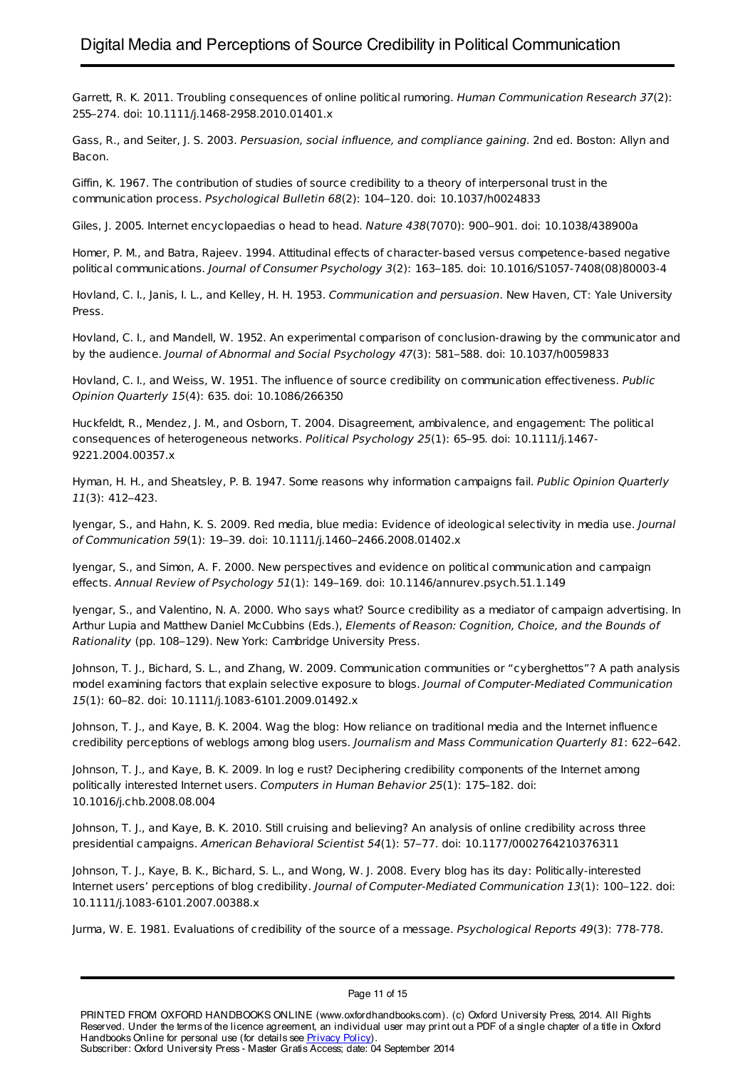Garrett, R. K. 2011. Troubling consequences of online political rumoring. *Human Communication Research 37*(2): 255–274. doi: 10.1111/j.1468-2958.2010.01401.x

Gass, R., and Seiter, J. S. 2003. *Persuasion, social influence, and compliance gaining*. 2nd ed. Boston: Allyn and Bacon.

Giffin, K. 1967. The contribution of studies of source credibility to a theory of interpersonal trust in the communication process. *Psychological Bulletin 68*(2): 104–120. doi: 10.1037/h0024833

Giles, J. 2005. Internet encyclopaedias o head to head. *Nature 438*(7070): 900–901. doi: 10.1038/438900a

Homer, P. M., and Batra, Rajeev. 1994. Attitudinal effects of character-based versus competence-based negative political communications. *Journal of Consumer Psychology 3*(2): 163–185. doi: 10.1016/S1057-7408(08)80003-4

Hovland, C. I., Janis, I. L., and Kelley, H. H. 1953. *Communication and persuasion*. New Haven, CT: Yale University Press.

Hovland, C. I., and Mandell, W. 1952. An experimental comparison of conclusion-drawing by the communicator and by the audience. *Journal of Abnormal and Social Psychology 47*(3): 581–588. doi: 10.1037/h0059833

Hovland, C. I., and Weiss, W. 1951. The influence of source credibility on communication effectiveness. *Public Opinion Quarterly 15*(4): 635. doi: 10.1086/266350

Huckfeldt, R., Mendez, J. M., and Osborn, T. 2004. Disagreement, ambivalence, and engagement: The political consequences of heterogeneous networks. *Political Psychology 25*(1): 65–95. doi: 10.1111/j.1467-9221.2004.00357.x

Hyman, H. H., and Sheatsley, P. B. 1947. Some reasons why information campaigns fail. *Public Opinion Quarterly 11*(3): 412–423.

Iyengar, S., and Hahn, K. S. 2009. Red media, blue media: Evidence of ideological selectivity in media use. *Journal of Communication 59*(1): 19–39. doi: 10.1111/j.1460–2466.2008.01402.x

Iyengar, S., and Simon, A. F. 2000. New perspectives and evidence on political communication and campaign effects. *Annual Review of Psychology 51*(1): 149–169. doi: 10.1146/annurev.psych.51.1.149

Iyengar, S., and Valentino, N. A. 2000. Who says what? Source credibility as a mediator of campaign advertising. In Arthur Lupia and Matthew Daniel McCubbins (Eds.), *Elements of Reason: Cognition, Choice, and the Bounds of Rationality* (pp. 108–129). New York: Cambridge University Press.

Johnson, T. J., Bichard, S. L., and Zhang, W. 2009. Communication communities or "cyberghettos"? A path analysis model examining factors that explain selective exposure to blogs. *Journal of Computer-Mediated Communication 15*(1): 60–82. doi: 10.1111/j.1083-6101.2009.01492.x

Johnson, T. J., and Kaye, B. K. 2004. Wag the blog: How reliance on traditional media and the Internet influence credibility perceptions of weblogs among blog users. *Journalism and Mass Communication Quarterly 81*: 622–642.

Johnson, T. J., and Kaye, B. K. 2009. In log e rust? Deciphering credibility components of the Internet among politically interested Internet users. *Computers in Human Behavior 25*(1): 175–182. doi: 10.1016/j.chb.2008.08.004

Johnson, T. J., and Kaye, B. K. 2010. Still cruising and believing? An analysis of online credibility across three presidential campaigns. *American Behavioral Scientist 54*(1): 57–77. doi: 10.1177/0002764210376311

Johnson, T. J., Kaye, B. K., Bichard, S. L., and Wong, W. J. 2008. Every blog has its day: Politically-interested Internet users' perceptions of blog credibility. *Journal of Computer-Mediated Communication 13*(1): 100–122. doi: 10.1111/j.1083-6101.2007.00388.x

Jurma, W. E. 1981. Evaluations of credibility of the source of a message. *Psychological Reports 49*(3): 778-778.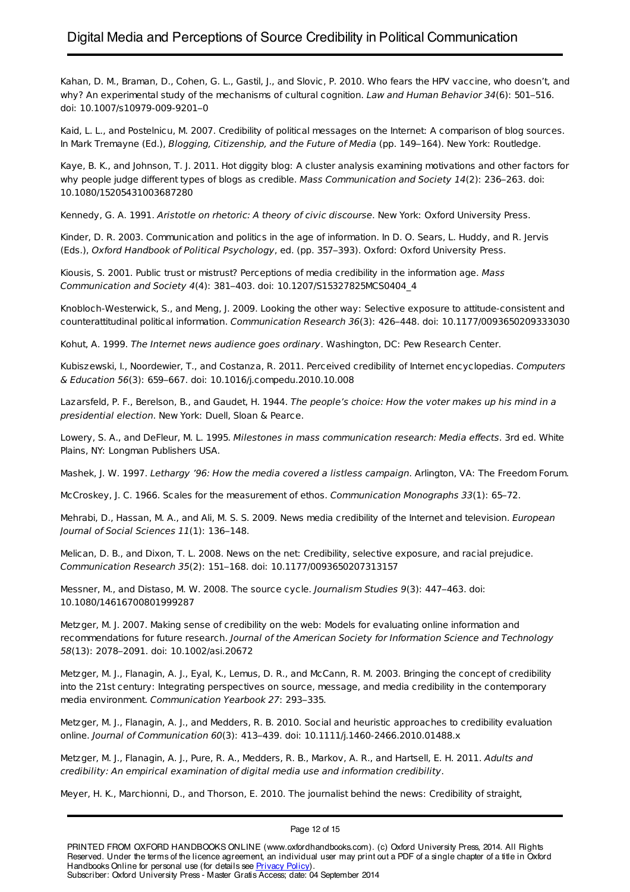Kahan, D. M., Braman, D., Cohen, G. L., Gastil, J., and Slovic, P. 2010. Who fears the HPV vaccine, who doesn't, and why? An experimental study of the mechanisms of cultural cognition. *Law and Human Behavior 34*(6): 501–516. doi: 10.1007/s10979-009-9201–0

Kaid, L. L., and Postelnicu, M. 2007. Credibility of political messages on the Internet: A comparison of blog sources. In Mark Tremayne (Ed.), *Blogging, Citizenship, and the Future of Media* (pp. 149–164). New York: Routledge.

Kaye, B. K., and Johnson, T. J. 2011. Hot diggity blog: A cluster analysis examining motivations and other factors for why people judge different types of blogs as credible. *Mass Communication and Society 14*(2): 236–263. doi: 10.1080/15205431003687280

Kennedy, G. A. 1991. *Aristotle on rhetoric: A theory of civic discourse*. New York: Oxford University Press.

Kinder, D. R. 2003. Communication and politics in the age of information. In D. O. Sears, L. Huddy, and R. Jervis (Eds.), *Oxford Handbook of Political Psychology*, ed. (pp. 357–393). Oxford: Oxford University Press.

Kiousis, S. 2001. Public trust or mistrust? Perceptions of media credibility in the information age. *Mass Communication and Society 4*(4): 381–403. doi: 10.1207/S15327825MCS0404_4

Knobloch-Westerwick, S., and Meng, J. 2009. Looking the other way: Selective exposure to attitude-consistent and counterattitudinal political information. *Communication Research 36*(3): 426–448. doi: 10.1177/0093650209333030

Kohut, A. 1999. *The Internet news audience goes ordinary*. Washington, DC: Pew Research Center.

Kubiszewski, I., Noordewier, T., and Costanza, R. 2011. Perceived credibility of Internet encyclopedias. *Computers & Education 56*(3): 659–667. doi: 10.1016/j.compedu.2010.10.008

Lazarsfeld, P. F., Berelson, B., and Gaudet, H. 1944. *The people's choice: How the voter makes up his mind in a presidential election*. New York: Duell, Sloan & Pearce.

Lowery, S. A., and DeFleur, M. L. 1995. *Milestones in mass communication research: Media effects*. 3rd ed. White Plains, NY: Longman Publishers USA.

Mashek, J. W. 1997. *Lethargy '96: How the media covered a listless campaign*. Arlington, VA: The Freedom Forum.

McCroskey, J. C. 1966. Scales for the measurement of ethos. *Communication Monographs 33*(1): 65–72.

Mehrabi, D., Hassan, M. A., and Ali, M. S. S. 2009. News media credibility of the Internet and television. *European Journal of Social Sciences 11*(1): 136–148.

Melican, D. B., and Dixon, T. L. 2008. News on the net: Credibility, selective exposure, and racial prejudice. *Communication Research 35*(2): 151–168. doi: 10.1177/0093650207313157

Messner, M., and Distaso, M. W. 2008. The source cycle. *Journalism Studies 9*(3): 447–463. doi: 10.1080/14616700801999287

Metzger, M. J. 2007. Making sense of credibility on the web: Models for evaluating online information and recommendations for future research. *Journal of the American Society for Information Science and Technology 58*(13): 2078–2091. doi: 10.1002/asi.20672

Metzger, M. J., Flanagin, A. J., Eyal, K., Lemus, D. R., and McCann, R. M. 2003. Bringing the concept of credibility into the 21st century: Integrating perspectives on source, message, and media credibility in the contemporary media environment. *Communication Yearbook 27*: 293–335.

Metzger, M. J., Flanagin, A. J., and Medders, R. B. 2010. Social and heuristic approaches to credibility evaluation online. *Journal of Communication 60*(3): 413–439. doi: 10.1111/j.1460-2466.2010.01488.x

Metzger, M. J., Flanagin, A. J., Pure, R. A., Medders, R. B., Markov, A. R., and Hartsell, E. H. 2011. *Adults and credibility: An empirical examination of digital media use and information credibility*.

Meyer, H. K., Marchionni, D., and Thorson, E. 2010. The journalist behind the news: Credibility of straight,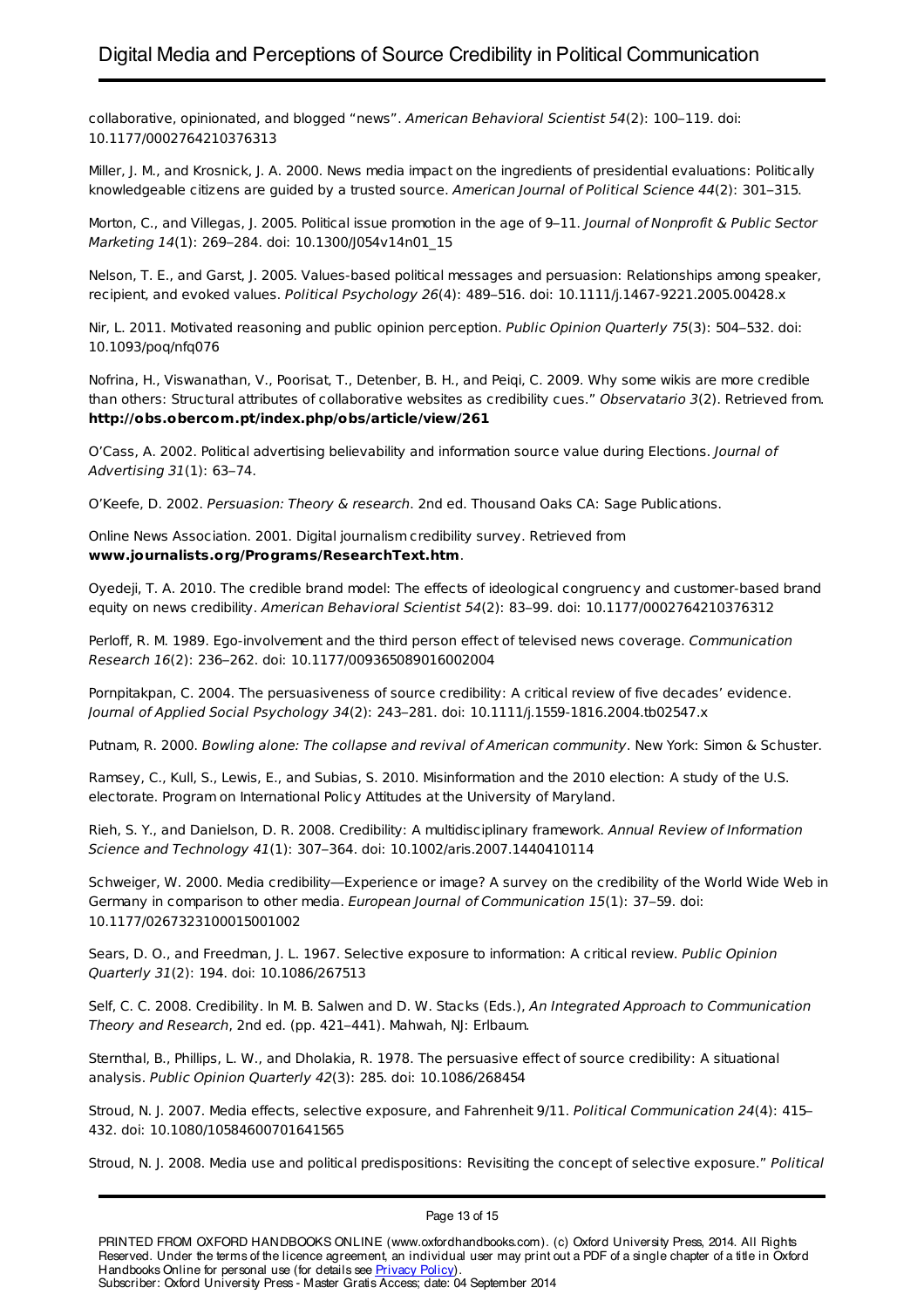collaborative, opinionated, and blogged "news". *American Behavioral Scientist 54*(2): 100–119. doi: 10.1177/0002764210376313

Miller, J. M., and Krosnick, J. A. 2000. News media impact on the ingredients of presidential evaluations: Politically knowledgeable citizens are guided by a trusted source. *American Journal of Political Science 44*(2): 301–315.

Morton, C., and Villegas, J. 2005. Political issue promotion in the age of 9–11. *Journal of Nonprofit & Public Sector Marketing 14*(1): 269–284. doi: 10.1300/J054v14n01_15

Nelson, T. E., and Garst, J. 2005. Values-based political messages and persuasion: Relationships among speaker, recipient, and evoked values. *Political Psychology 26*(4): 489–516. doi: 10.1111/j.1467-9221.2005.00428.x

Nir, L. 2011. Motivated reasoning and public opinion perception. *Public Opinion Quarterly 75*(3): 504–532. doi: 10.1093/poq/nfq076

Nofrina, H., Viswanathan, V., Poorisat, T., Detenber, B. H., and Peiqi, C. 2009. Why some wikis are more credible than others: Structural attributes of collaborative websites as credibility cues." *Observatario 3*(2). Retrieved from. **http://obs.obercom.pt/index.php/obs/article/view/261**

O'Cass, A. 2002. Political advertising believability and information source value during Elections. *Journal of Advertising 31*(1): 63–74.

O'Keefe, D. 2002. *Persuasion: Theory & research*. 2nd ed. Thousand Oaks CA: Sage Publications.

Online News Association. 2001. Digital journalism credibility survey. Retrieved from **www.journalists.org/Programs/ResearchText.htm**.

Oyedeji, T. A. 2010. The credible brand model: The effects of ideological congruency and customer-based brand equity on news credibility. *American Behavioral Scientist 54*(2): 83–99. doi: 10.1177/0002764210376312

Perloff, R. M. 1989. Ego-involvement and the third person effect of televised news coverage. *Communication Research 16*(2): 236–262. doi: 10.1177/009365089016002004

Pornpitakpan, C. 2004. The persuasiveness of source credibility: A critical review of five decades' evidence. *Journal of Applied Social Psychology 34*(2): 243–281. doi: 10.1111/j.1559-1816.2004.tb02547.x

Putnam, R. 2000. *Bowling alone: The collapse and revival of American community*. New York: Simon & Schuster.

Ramsey, C., Kull, S., Lewis, E., and Subias, S. 2010. Misinformation and the 2010 election: A study of the U.S. electorate. Program on International Policy Attitudes at the University of Maryland.

Rieh, S. Y., and Danielson, D. R. 2008. Credibility: A multidisciplinary framework. *Annual Review of Information Science and Technology 41*(1): 307–364. doi: 10.1002/aris.2007.1440410114

Schweiger, W. 2000. Media credibility—Experience or image? A survey on the credibility of the World Wide Web in Germany in comparison to other media. *European Journal of Communication 15*(1): 37–59. doi: 10.1177/0267323100015001002

Sears, D. O., and Freedman, J. L. 1967. Selective exposure to information: A critical review. *Public Opinion Quarterly 31*(2): 194. doi: 10.1086/267513

Self, C. C. 2008. Credibility. In M. B. Salwen and D. W. Stacks (Eds.), *An Integrated Approach to Communication Theory and Research*, 2nd ed. (pp. 421–441). Mahwah, NJ: Erlbaum.

Sternthal, B., Phillips, L. W., and Dholakia, R. 1978. The persuasive effect of source credibility: A situational analysis. *Public Opinion Quarterly 42*(3): 285. doi: 10.1086/268454

Stroud, N. J. 2007. Media effects, selective exposure, and Fahrenheit 9/11. *Political Communication 24*(4): 415–432. doi: 10.1080/10584600701641565

Stroud, N. J. 2008. Media use and political predispositions: Revisiting the concept of selective exposure." *Political*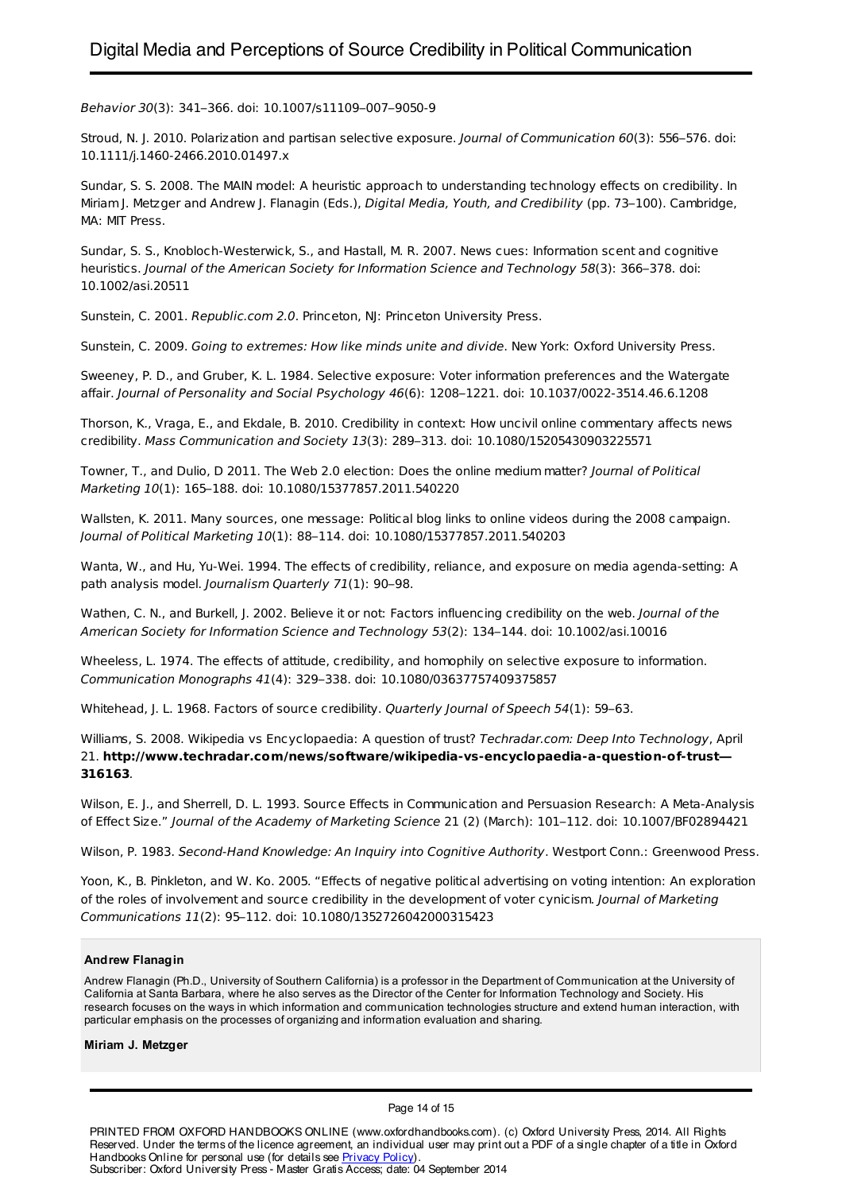*Behavior 30*(3): 341–366. doi: 10.1007/s11109–007–9050-9

Stroud, N. J. 2010. Polarization and partisan selective exposure. *Journal of Communication 60*(3): 556–576. doi: 10.1111/j.1460-2466.2010.01497.x

Sundar, S. S. 2008. The MAIN model: A heuristic approach to understanding technology effects on credibility. In Miriam J. Metzger and Andrew J. Flanagin (Eds.), *Digital Media, Youth, and Credibility* (pp. 73–100). Cambridge, MA: MIT Press.

Sundar, S. S., Knobloch-Westerwick, S., and Hastall, M. R. 2007. News cues: Information scent and cognitive heuristics. *Journal of the American Society for Information Science and Technology 58*(3): 366–378. doi: 10.1002/asi.20511

Sunstein, C. 2001. *Republic.com 2.0*. Princeton, NJ: Princeton University Press.

Sunstein, C. 2009. *Going to extremes: How like minds unite and divide*. New York: Oxford University Press.

Sweeney, P. D., and Gruber, K. L. 1984. Selective exposure: Voter information preferences and the Watergate affair. *Journal of Personality and Social Psychology 46*(6): 1208–1221. doi: 10.1037/0022-3514.46.6.1208

Thorson, K., Vraga, E., and Ekdale, B. 2010. Credibility in context: How uncivil online commentary affects news credibility. *Mass Communication and Society 13*(3): 289–313. doi: 10.1080/15205430903225571

Towner, T., and Dulio, D 2011. The Web 2.0 election: Does the online medium matter? *Journal of Political Marketing 10*(1): 165–188. doi: 10.1080/15377857.2011.540220

Wallsten, K. 2011. Many sources, one message: Political blog links to online videos during the 2008 campaign. *Journal of Political Marketing 10*(1): 88–114. doi: 10.1080/15377857.2011.540203

Wanta, W., and Hu, Yu-Wei. 1994. The effects of credibility, reliance, and exposure on media agenda-setting: A path analysis model. *Journalism Quarterly 71*(1): 90–98.

Wathen, C. N., and Burkell, J. 2002. Believe it or not: Factors influencing credibility on the web. *Journal of the American Society for Information Science and Technology 53*(2): 134–144. doi: 10.1002/asi.10016

Wheeless, L. 1974. The effects of attitude, credibility, and homophily on selective exposure to information. *Communication Monographs 41*(4): 329–338. doi: 10.1080/03637757409375857

Whitehead, J. L. 1968. Factors of source credibility. *Quarterly Journal of Speech 54*(1): 59–63.

Williams, S. 2008. Wikipedia vs Encyclopaedia: A question of trust? *Techradar.com: Deep Into Technology*, April 21. **http://www.techradar.com/news/software/wikipedia-vs-encyclopaedia-a-question-of-trust—316163**.

Wilson, E. J., and Sherrell, D. L. 1993. Source Effects in Communication and Persuasion Research: A Meta-Analysis of Effect Size." *Journal of the Academy of Marketing Science* 21 (2) (March): 101–112. doi: 10.1007/BF02894421

Wilson, P. 1983. *Second-Hand Knowledge: An Inquiry into Cognitive Authority*. Westport Conn.: Greenwood Press.

Yoon, K., B. Pinkleton, and W. Ko. 2005. "Effects of negative political advertising on voting intention: An exploration of the roles of involvement and source credibility in the development of voter cynicism. *Journal of Marketing Communications 11*(2): 95–112. doi: 10.1080/1352726042000315423

**Andrew Flanagin**

Andrew Flanagin (Ph.D., University of Southern California) is a professor in the Department of Communication at the University of California at Santa Barbara, where he also serves as the Director of the Center for Information Technology and Society. His research focuses on the ways in which information and communication technologies structure and extend human interaction, with particular emphasis on the processes of organizing and information evaluation and sharing.

**Miriam J. Metzger**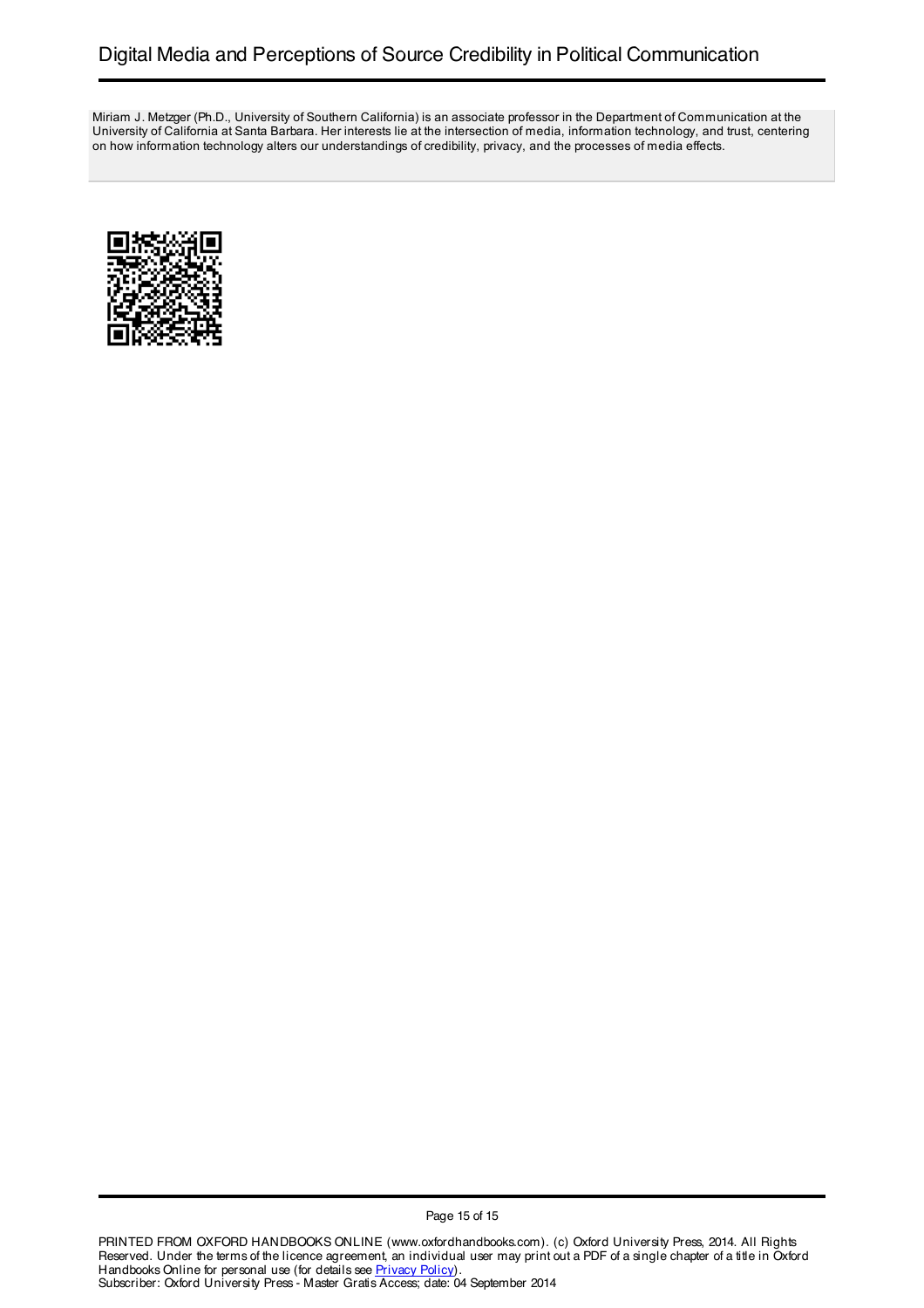Miriam J. Metzger (Ph.D., University of Southern California) is an associate professor in the Department of Communication at the University of California at Santa Barbara. Her interests lie at the intersection of media, information technology, and trust, centering on how information technology alters our understandings of credibility, privacy, and the processes of media effects.